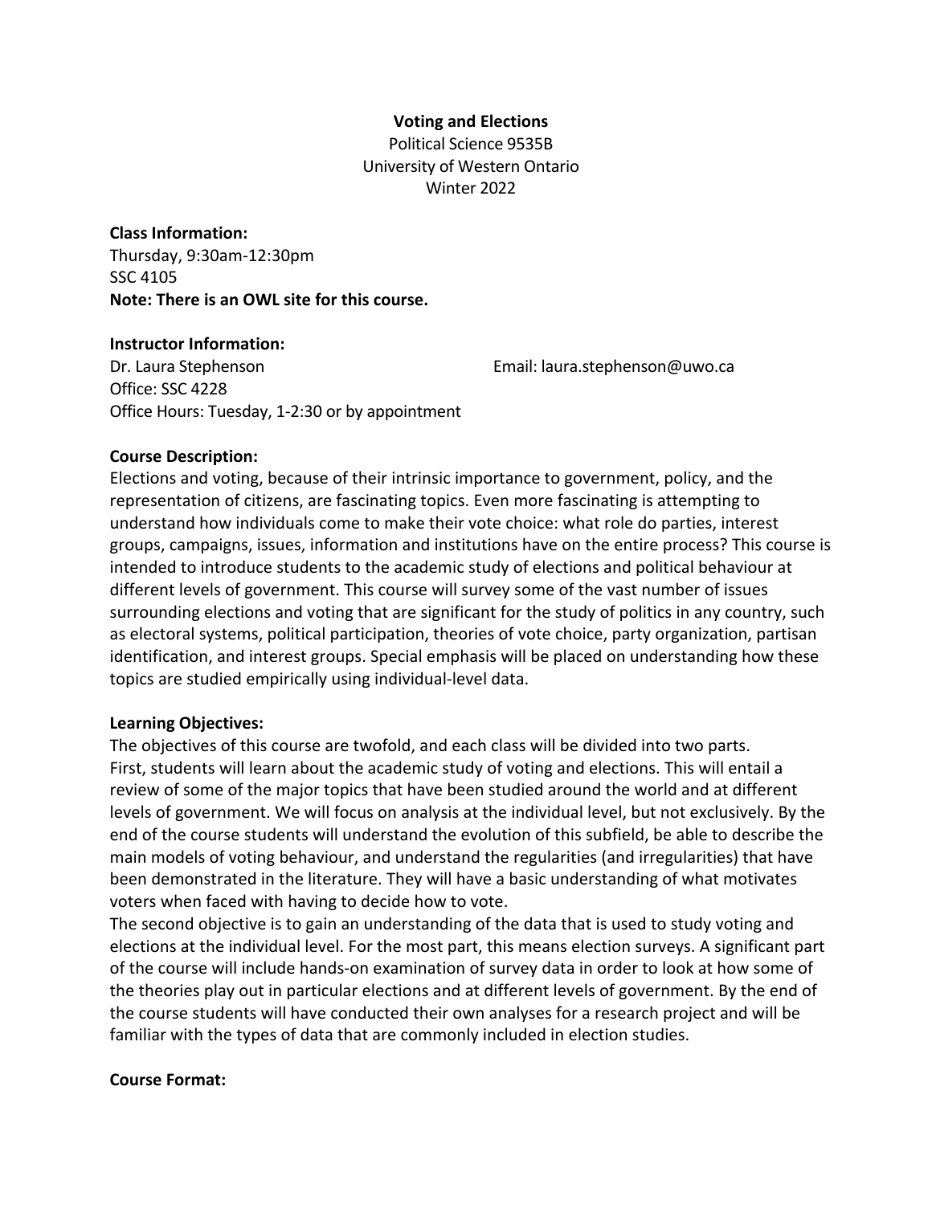# Voting and Elections

Political Science 9535B
University of Western Ontario
Winter 2022

**Class Information:**
Thursday, 9:30am-12:30pm
SSC 4105
**Note: There is an OWL site for this course.**

**Instructor Information:**
Dr. Laura Stephenson
Email: laura.stephenson@uwo.ca
Office: SSC 4228
Office Hours: Tuesday, 1-2:30 or by appointment

**Course Description:**
Elections and voting, because of their intrinsic importance to government, policy, and the representation of citizens, are fascinating topics. Even more fascinating is attempting to understand how individuals come to make their vote choice: what role do parties, interest groups, campaigns, issues, information and institutions have on the entire process? This course is intended to introduce students to the academic study of elections and political behaviour at different levels of government. This course will survey some of the vast number of issues surrounding elections and voting that are significant for the study of politics in any country, such as electoral systems, political participation, theories of vote choice, party organization, partisan identification, and interest groups. Special emphasis will be placed on understanding how these topics are studied empirically using individual-level data.

**Learning Objectives:**
The objectives of this course are twofold, and each class will be divided into two parts. First, students will learn about the academic study of voting and elections. This will entail a review of some of the major topics that have been studied around the world and at different levels of government. We will focus on analysis at the individual level, but not exclusively. By the end of the course students will understand the evolution of this subfield, be able to describe the main models of voting behaviour, and understand the regularities (and irregularities) that have been demonstrated in the literature. They will have a basic understanding of what motivates voters when faced with having to decide how to vote.
The second objective is to gain an understanding of the data that is used to study voting and elections at the individual level. For the most part, this means election surveys. A significant part of the course will include hands-on examination of survey data in order to look at how some of the theories play out in particular elections and at different levels of government. By the end of the course students will have conducted their own analyses for a research project and will be familiar with the types of data that are commonly included in election studies.

**Course Format:**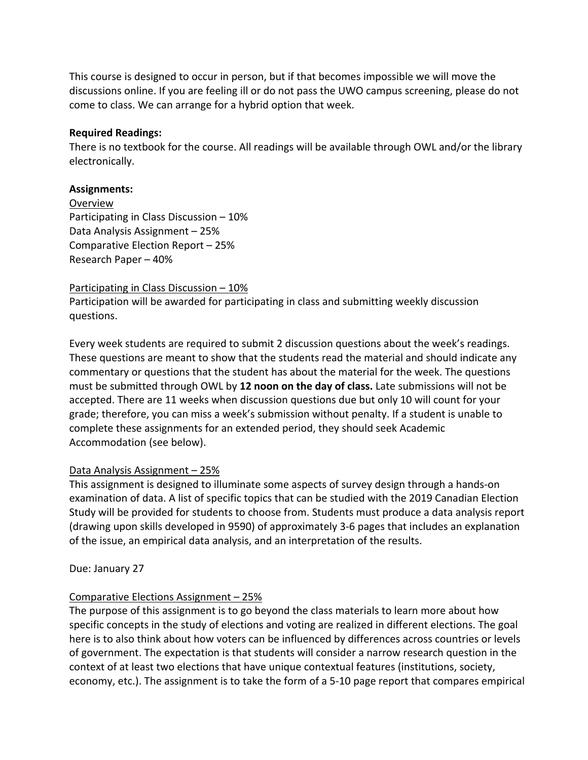This course is designed to occur in person, but if that becomes impossible we will move the discussions online. If you are feeling ill or do not pass the UWO campus screening, please do not come to class. We can arrange for a hybrid option that week.

**Required Readings:**
There is no textbook for the course. All readings will be available through OWL and/or the library electronically.

**Assignments:**

Overview
Participating in Class Discussion – 10%
Data Analysis Assignment – 25%
Comparative Election Report – 25%
Research Paper – 40%

Participating in Class Discussion – 10%
Participation will be awarded for participating in class and submitting weekly discussion questions.

Every week students are required to submit 2 discussion questions about the week's readings. These questions are meant to show that the students read the material and should indicate any commentary or questions that the student has about the material for the week. The questions must be submitted through OWL by **12 noon on the day of class.** Late submissions will not be accepted. There are 11 weeks when discussion questions due but only 10 will count for your grade; therefore, you can miss a week's submission without penalty. If a student is unable to complete these assignments for an extended period, they should seek Academic Accommodation (see below).

Data Analysis Assignment – 25%
This assignment is designed to illuminate some aspects of survey design through a hands-on examination of data. A list of specific topics that can be studied with the 2019 Canadian Election Study will be provided for students to choose from. Students must produce a data analysis report (drawing upon skills developed in 9590) of approximately 3-6 pages that includes an explanation of the issue, an empirical data analysis, and an interpretation of the results.

Due: January 27

Comparative Elections Assignment – 25%
The purpose of this assignment is to go beyond the class materials to learn more about how specific concepts in the study of elections and voting are realized in different elections. The goal here is to also think about how voters can be influenced by differences across countries or levels of government. The expectation is that students will consider a narrow research question in the context of at least two elections that have unique contextual features (institutions, society, economy, etc.). The assignment is to take the form of a 5-10 page report that compares empirical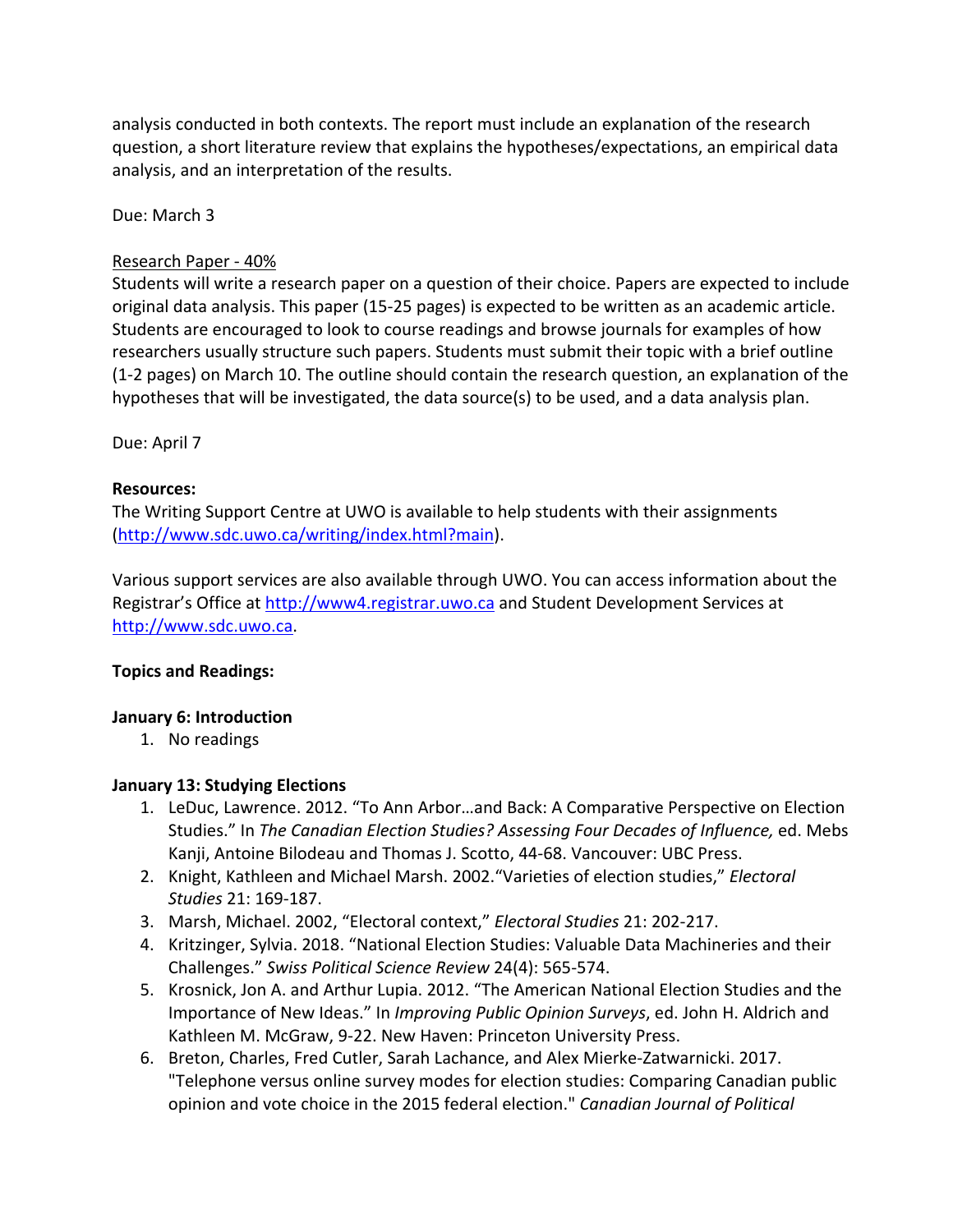analysis conducted in both contexts. The report must include an explanation of the research question, a short literature review that explains the hypotheses/expectations, an empirical data analysis, and an interpretation of the results.

Due: March 3

Research Paper - 40%

Students will write a research paper on a question of their choice. Papers are expected to include original data analysis. This paper (15-25 pages) is expected to be written as an academic article. Students are encouraged to look to course readings and browse journals for examples of how researchers usually structure such papers. Students must submit their topic with a brief outline (1-2 pages) on March 10. The outline should contain the research question, an explanation of the hypotheses that will be investigated, the data source(s) to be used, and a data analysis plan.

Due: April 7

**Resources:**

The Writing Support Centre at UWO is available to help students with their assignments (http://www.sdc.uwo.ca/writing/index.html?main).

Various support services are also available through UWO. You can access information about the Registrar's Office at http://www4.registrar.uwo.ca and Student Development Services at http://www.sdc.uwo.ca.

**Topics and Readings:**

**January 6: Introduction**

1. No readings

**January 13: Studying Elections**

1. LeDuc, Lawrence. 2012. "To Ann Arbor…and Back: A Comparative Perspective on Election Studies." In *The Canadian Election Studies? Assessing Four Decades of Influence,* ed. Mebs Kanji, Antoine Bilodeau and Thomas J. Scotto, 44-68. Vancouver: UBC Press.
2. Knight, Kathleen and Michael Marsh. 2002."Varieties of election studies," *Electoral Studies* 21: 169-187.
3. Marsh, Michael. 2002, "Electoral context," *Electoral Studies* 21: 202-217.
4. Kritzinger, Sylvia. 2018. "National Election Studies: Valuable Data Machineries and their Challenges." *Swiss Political Science Review* 24(4): 565-574.
5. Krosnick, Jon A. and Arthur Lupia. 2012. "The American National Election Studies and the Importance of New Ideas." In *Improving Public Opinion Surveys*, ed. John H. Aldrich and Kathleen M. McGraw, 9-22. New Haven: Princeton University Press.
6. Breton, Charles, Fred Cutler, Sarah Lachance, and Alex Mierke-Zatwarnicki. 2017. "Telephone versus online survey modes for election studies: Comparing Canadian public opinion and vote choice in the 2015 federal election." *Canadian Journal of Political*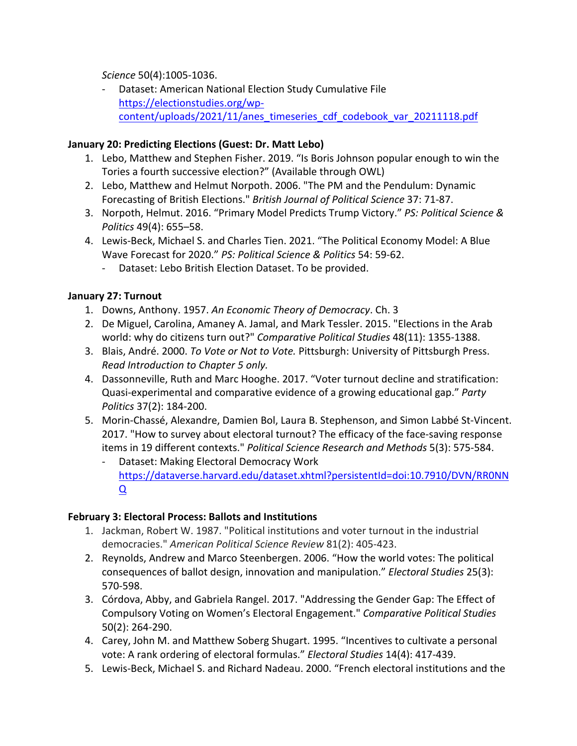*Science* 50(4):1005-1036.

- Dataset: American National Election Study Cumulative File [https://electionstudies.org/wp-content/uploads/2021/11/anes_timeseries_cdf_codebook_var_20211118.pdf](https://electionstudies.org/wp-content/uploads/2021/11/anes_timeseries_cdf_codebook_var_20211118.pdf)

**January 20: Predicting Elections (Guest: Dr. Matt Lebo)**

1. Lebo, Matthew and Stephen Fisher. 2019. "Is Boris Johnson popular enough to win the Tories a fourth successive election?" (Available through OWL)
2. Lebo, Matthew and Helmut Norpoth. 2006. "The PM and the Pendulum: Dynamic Forecasting of British Elections." *British Journal of Political Science* 37: 71-87.
3. Norpoth, Helmut. 2016. "Primary Model Predicts Trump Victory." *PS: Political Science & Politics* 49(4): 655–58.
4. Lewis-Beck, Michael S. and Charles Tien. 2021. "The Political Economy Model: A Blue Wave Forecast for 2020." *PS: Political Science & Politics* 54: 59-62.
   - Dataset: Lebo British Election Dataset. To be provided.

**January 27: Turnout**

1. Downs, Anthony. 1957. *An Economic Theory of Democracy*. Ch. 3
2. De Miguel, Carolina, Amaney A. Jamal, and Mark Tessler. 2015. "Elections in the Arab world: why do citizens turn out?" *Comparative Political Studies* 48(11): 1355-1388.
3. Blais, André. 2000. *To Vote or Not to Vote.* Pittsburgh: University of Pittsburgh Press. *Read Introduction to Chapter 5 only.*
4. Dassonneville, Ruth and Marc Hooghe. 2017. "Voter turnout decline and stratification: Quasi-experimental and comparative evidence of a growing educational gap." *Party Politics* 37(2): 184-200.
5. Morin-Chassé, Alexandre, Damien Bol, Laura B. Stephenson, and Simon Labbé St-Vincent. 2017. "How to survey about electoral turnout? The efficacy of the face-saving response items in 19 different contexts." *Political Science Research and Methods* 5(3): 575-584.
   - Dataset: Making Electoral Democracy Work [https://dataverse.harvard.edu/dataset.xhtml?persistentId=doi:10.7910/DVN/RR0NNQ](https://dataverse.harvard.edu/dataset.xhtml?persistentId=doi:10.7910/DVN/RR0NNQ)

**February 3: Electoral Process: Ballots and Institutions**

1. Jackman, Robert W. 1987. "Political institutions and voter turnout in the industrial democracies." *American Political Science Review* 81(2): 405-423.
2. Reynolds, Andrew and Marco Steenbergen. 2006. "How the world votes: The political consequences of ballot design, innovation and manipulation." *Electoral Studies* 25(3): 570-598.
3. Córdova, Abby, and Gabriela Rangel. 2017. "Addressing the Gender Gap: The Effect of Compulsory Voting on Women's Electoral Engagement." *Comparative Political Studies* 50(2): 264-290.
4. Carey, John M. and Matthew Soberg Shugart. 1995. "Incentives to cultivate a personal vote: A rank ordering of electoral formulas." *Electoral Studies* 14(4): 417-439.
5. Lewis-Beck, Michael S. and Richard Nadeau. 2000. "French electoral institutions and the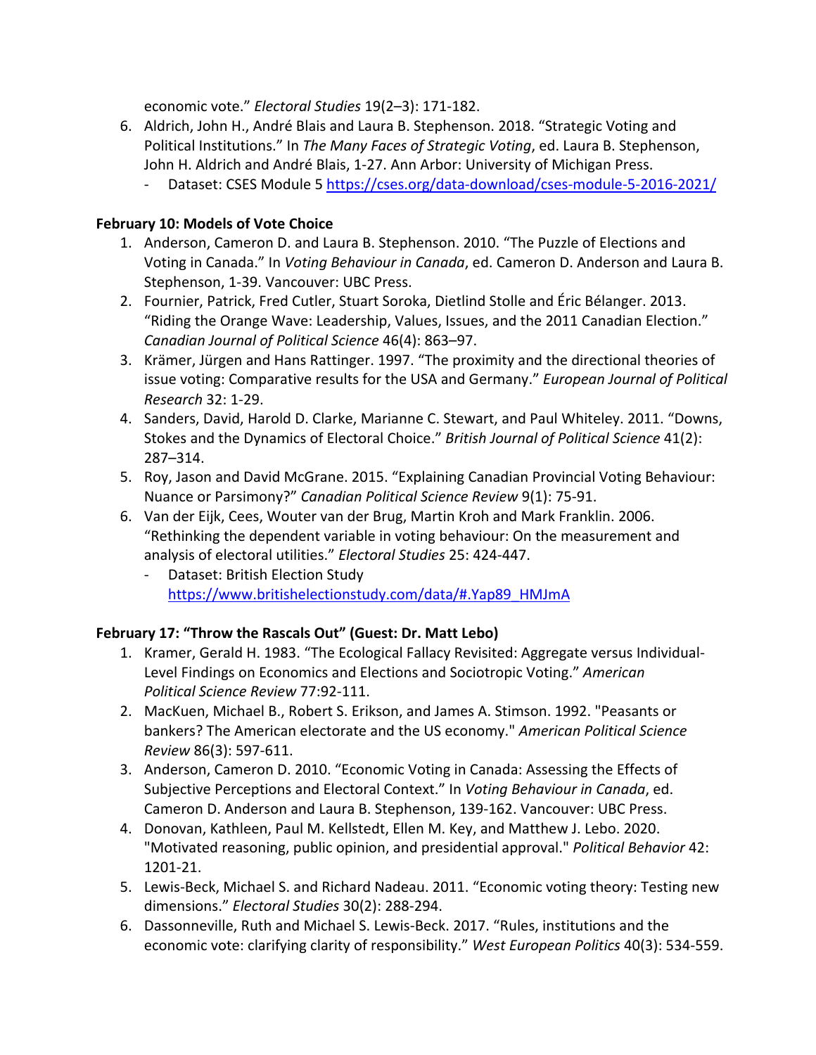economic vote." *Electoral Studies* 19(2–3): 171-182.

6. Aldrich, John H., André Blais and Laura B. Stephenson. 2018. "Strategic Voting and Political Institutions." In *The Many Faces of Strategic Voting*, ed. Laura B. Stephenson, John H. Aldrich and André Blais, 1-27. Ann Arbor: University of Michigan Press.
   - Dataset: CSES Module 5 https://cses.org/data-download/cses-module-5-2016-2021/

**February 10: Models of Vote Choice**

1. Anderson, Cameron D. and Laura B. Stephenson. 2010. "The Puzzle of Elections and Voting in Canada." In *Voting Behaviour in Canada*, ed. Cameron D. Anderson and Laura B. Stephenson, 1-39. Vancouver: UBC Press.
2. Fournier, Patrick, Fred Cutler, Stuart Soroka, Dietlind Stolle and Éric Bélanger. 2013. "Riding the Orange Wave: Leadership, Values, Issues, and the 2011 Canadian Election." *Canadian Journal of Political Science* 46(4): 863–97.
3. Krämer, Jürgen and Hans Rattinger. 1997. "The proximity and the directional theories of issue voting: Comparative results for the USA and Germany." *European Journal of Political Research* 32: 1-29.
4. Sanders, David, Harold D. Clarke, Marianne C. Stewart, and Paul Whiteley. 2011. "Downs, Stokes and the Dynamics of Electoral Choice." *British Journal of Political Science* 41(2): 287–314.
5. Roy, Jason and David McGrane. 2015. "Explaining Canadian Provincial Voting Behaviour: Nuance or Parsimony?" *Canadian Political Science Review* 9(1): 75-91.
6. Van der Eijk, Cees, Wouter van der Brug, Martin Kroh and Mark Franklin. 2006. "Rethinking the dependent variable in voting behaviour: On the measurement and analysis of electoral utilities." *Electoral Studies* 25: 424-447.
   - Dataset: British Election Study https://www.britishelectionstudy.com/data/#.Yap89_HMJmA

**February 17: "Throw the Rascals Out" (Guest: Dr. Matt Lebo)**

1. Kramer, Gerald H. 1983. "The Ecological Fallacy Revisited: Aggregate versus Individual-Level Findings on Economics and Elections and Sociotropic Voting." *American Political Science Review* 77:92-111.
2. MacKuen, Michael B., Robert S. Erikson, and James A. Stimson. 1992. "Peasants or bankers? The American electorate and the US economy." *American Political Science Review* 86(3): 597-611.
3. Anderson, Cameron D. 2010. "Economic Voting in Canada: Assessing the Effects of Subjective Perceptions and Electoral Context." In *Voting Behaviour in Canada*, ed. Cameron D. Anderson and Laura B. Stephenson, 139-162. Vancouver: UBC Press.
4. Donovan, Kathleen, Paul M. Kellstedt, Ellen M. Key, and Matthew J. Lebo. 2020. "Motivated reasoning, public opinion, and presidential approval." *Political Behavior* 42: 1201-21.
5. Lewis-Beck, Michael S. and Richard Nadeau. 2011. "Economic voting theory: Testing new dimensions." *Electoral Studies* 30(2): 288-294.
6. Dassonneville, Ruth and Michael S. Lewis-Beck. 2017. "Rules, institutions and the economic vote: clarifying clarity of responsibility." *West European Politics* 40(3): 534-559.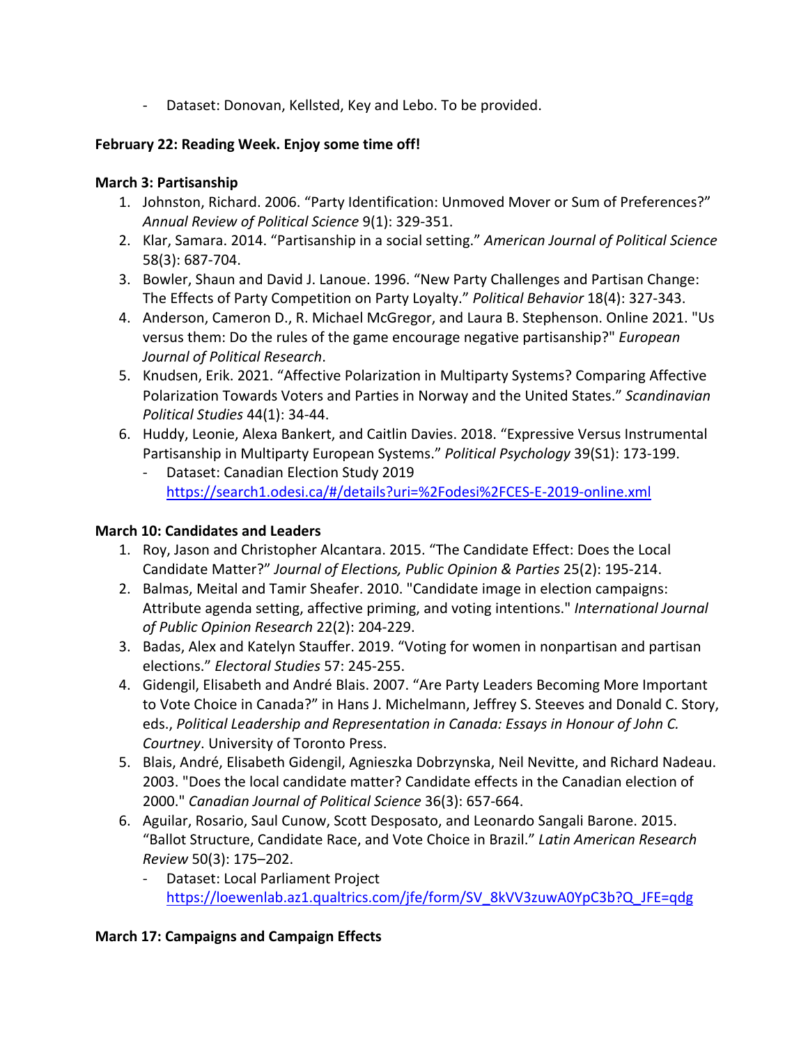- Dataset: Donovan, Kellsted, Key and Lebo. To be provided.

**February 22: Reading Week. Enjoy some time off!**

**March 3: Partisanship**

1. Johnston, Richard. 2006. “Party Identification: Unmoved Mover or Sum of Preferences?” *Annual Review of Political Science* 9(1): 329-351.
2. Klar, Samara. 2014. “Partisanship in a social setting.” *American Journal of Political Science* 58(3): 687-704.
3. Bowler, Shaun and David J. Lanoue. 1996. “New Party Challenges and Partisan Change: The Effects of Party Competition on Party Loyalty.” *Political Behavior* 18(4): 327-343.
4. Anderson, Cameron D., R. Michael McGregor, and Laura B. Stephenson. Online 2021. "Us versus them: Do the rules of the game encourage negative partisanship?" *European Journal of Political Research*.
5. Knudsen, Erik. 2021. “Affective Polarization in Multiparty Systems? Comparing Affective Polarization Towards Voters and Parties in Norway and the United States.” *Scandinavian Political Studies* 44(1): 34-44.
6. Huddy, Leonie, Alexa Bankert, and Caitlin Davies. 2018. “Expressive Versus Instrumental Partisanship in Multiparty European Systems.” *Political Psychology* 39(S1): 173-199.
   - Dataset: Canadian Election Study 2019 https://search1.odesi.ca/#/details?uri=%2Fodesi%2FCES-E-2019-online.xml

**March 10: Candidates and Leaders**

1. Roy, Jason and Christopher Alcantara. 2015. “The Candidate Effect: Does the Local Candidate Matter?” *Journal of Elections, Public Opinion & Parties* 25(2): 195-214.
2. Balmas, Meital and Tamir Sheafer. 2010. "Candidate image in election campaigns: Attribute agenda setting, affective priming, and voting intentions." *International Journal of Public Opinion Research* 22(2): 204-229.
3. Badas, Alex and Katelyn Stauffer. 2019. “Voting for women in nonpartisan and partisan elections.” *Electoral Studies* 57: 245-255.
4. Gidengil, Elisabeth and André Blais. 2007. “Are Party Leaders Becoming More Important to Vote Choice in Canada?” in Hans J. Michelmann, Jeffrey S. Steeves and Donald C. Story, eds., *Political Leadership and Representation in Canada: Essays in Honour of John C. Courtney*. University of Toronto Press.
5. Blais, André, Elisabeth Gidengil, Agnieszka Dobrzynska, Neil Nevitte, and Richard Nadeau. 2003. "Does the local candidate matter? Candidate effects in the Canadian election of 2000." *Canadian Journal of Political Science* 36(3): 657-664.
6. Aguilar, Rosario, Saul Cunow, Scott Desposato, and Leonardo Sangali Barone. 2015. “Ballot Structure, Candidate Race, and Vote Choice in Brazil.” *Latin American Research Review* 50(3): 175–202.
   - Dataset: Local Parliament Project https://loewenlab.az1.qualtrics.com/jfe/form/SV_8kVV3zuwA0YpC3b?Q_JFE=qdg

**March 17: Campaigns and Campaign Effects**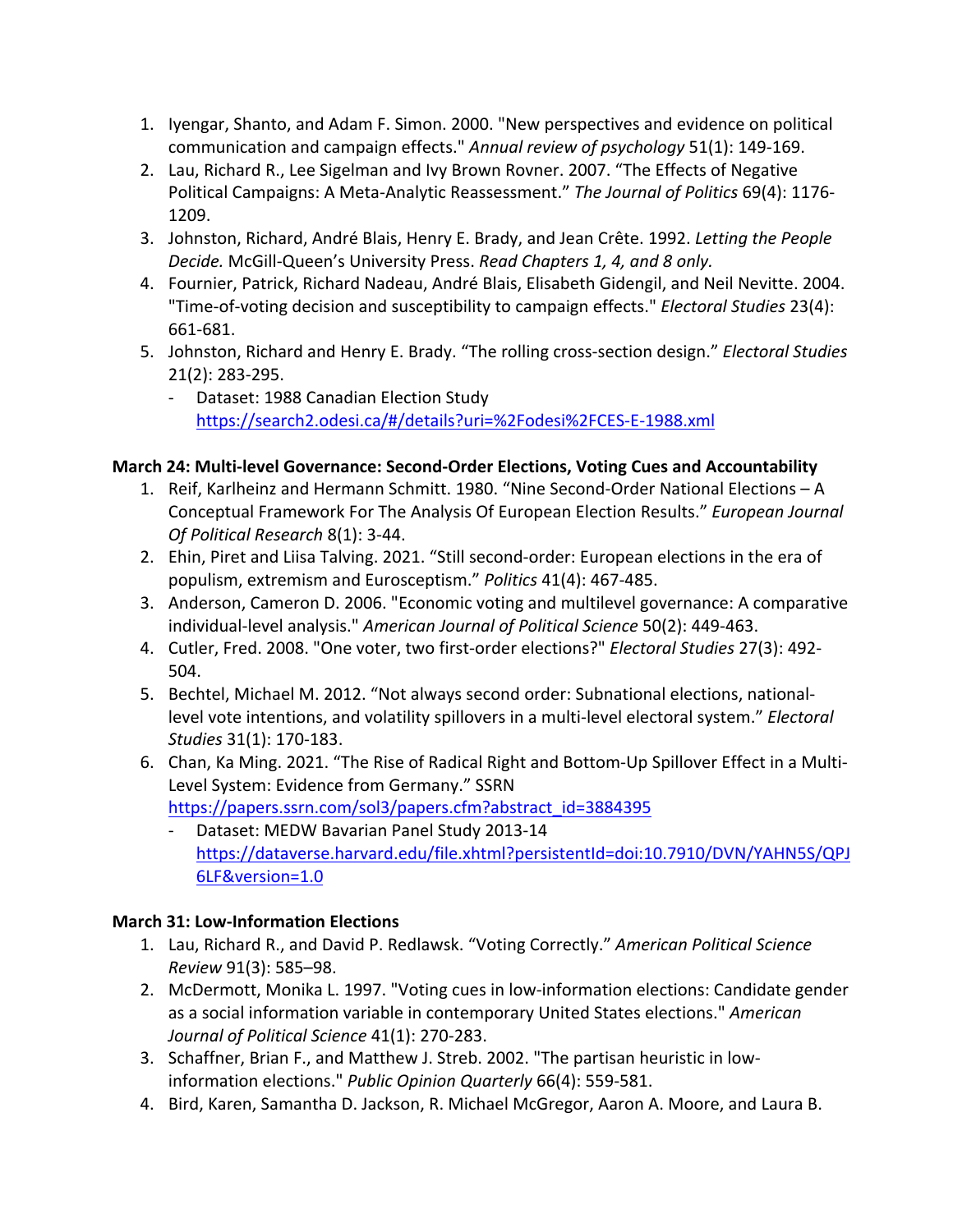1. Iyengar, Shanto, and Adam F. Simon. 2000. "New perspectives and evidence on political communication and campaign effects." *Annual review of psychology* 51(1): 149-169.
2. Lau, Richard R., Lee Sigelman and Ivy Brown Rovner. 2007. "The Effects of Negative Political Campaigns: A Meta-Analytic Reassessment." *The Journal of Politics* 69(4): 1176-1209.
3. Johnston, Richard, André Blais, Henry E. Brady, and Jean Crête. 1992. *Letting the People Decide.* McGill-Queen's University Press. *Read Chapters 1, 4, and 8 only.*
4. Fournier, Patrick, Richard Nadeau, André Blais, Elisabeth Gidengil, and Neil Nevitte. 2004. "Time-of-voting decision and susceptibility to campaign effects." *Electoral Studies* 23(4): 661-681.
5. Johnston, Richard and Henry E. Brady. "The rolling cross-section design." *Electoral Studies* 21(2): 283-295.
   - Dataset: 1988 Canadian Election Study https://search2.odesi.ca/#/details?uri=%2Fodesi%2FCES-E-1988.xml

**March 24: Multi-level Governance: Second-Order Elections, Voting Cues and Accountability**

1. Reif, Karlheinz and Hermann Schmitt. 1980. "Nine Second-Order National Elections – A Conceptual Framework For The Analysis Of European Election Results." *European Journal Of Political Research* 8(1): 3-44.
2. Ehin, Piret and Liisa Talving. 2021. "Still second-order: European elections in the era of populism, extremism and Euroscepticism." *Politics* 41(4): 467-485.
3. Anderson, Cameron D. 2006. "Economic voting and multilevel governance: A comparative individual-level analysis." *American Journal of Political Science* 50(2): 449-463.
4. Cutler, Fred. 2008. "One voter, two first-order elections?" *Electoral Studies* 27(3): 492-504.
5. Bechtel, Michael M. 2012. "Not always second order: Subnational elections, national-level vote intentions, and volatility spillovers in a multi-level electoral system." *Electoral Studies* 31(1): 170-183.
6. Chan, Ka Ming. 2021. "The Rise of Radical Right and Bottom-Up Spillover Effect in a Multi-Level System: Evidence from Germany." SSRN https://papers.ssrn.com/sol3/papers.cfm?abstract_id=3884395
   - Dataset: MEDW Bavarian Panel Study 2013-14 https://dataverse.harvard.edu/file.xhtml?persistentId=doi:10.7910/DVN/YAHN5S/QPJ6LF&version=1.0

**March 31: Low-Information Elections**

1. Lau, Richard R., and David P. Redlawsk. "Voting Correctly." *American Political Science Review* 91(3): 585–98.
2. McDermott, Monika L. 1997. "Voting cues in low-information elections: Candidate gender as a social information variable in contemporary United States elections." *American Journal of Political Science* 41(1): 270-283.
3. Schaffner, Brian F., and Matthew J. Streb. 2002. "The partisan heuristic in low-information elections." *Public Opinion Quarterly* 66(4): 559-581.
4. Bird, Karen, Samantha D. Jackson, R. Michael McGregor, Aaron A. Moore, and Laura B.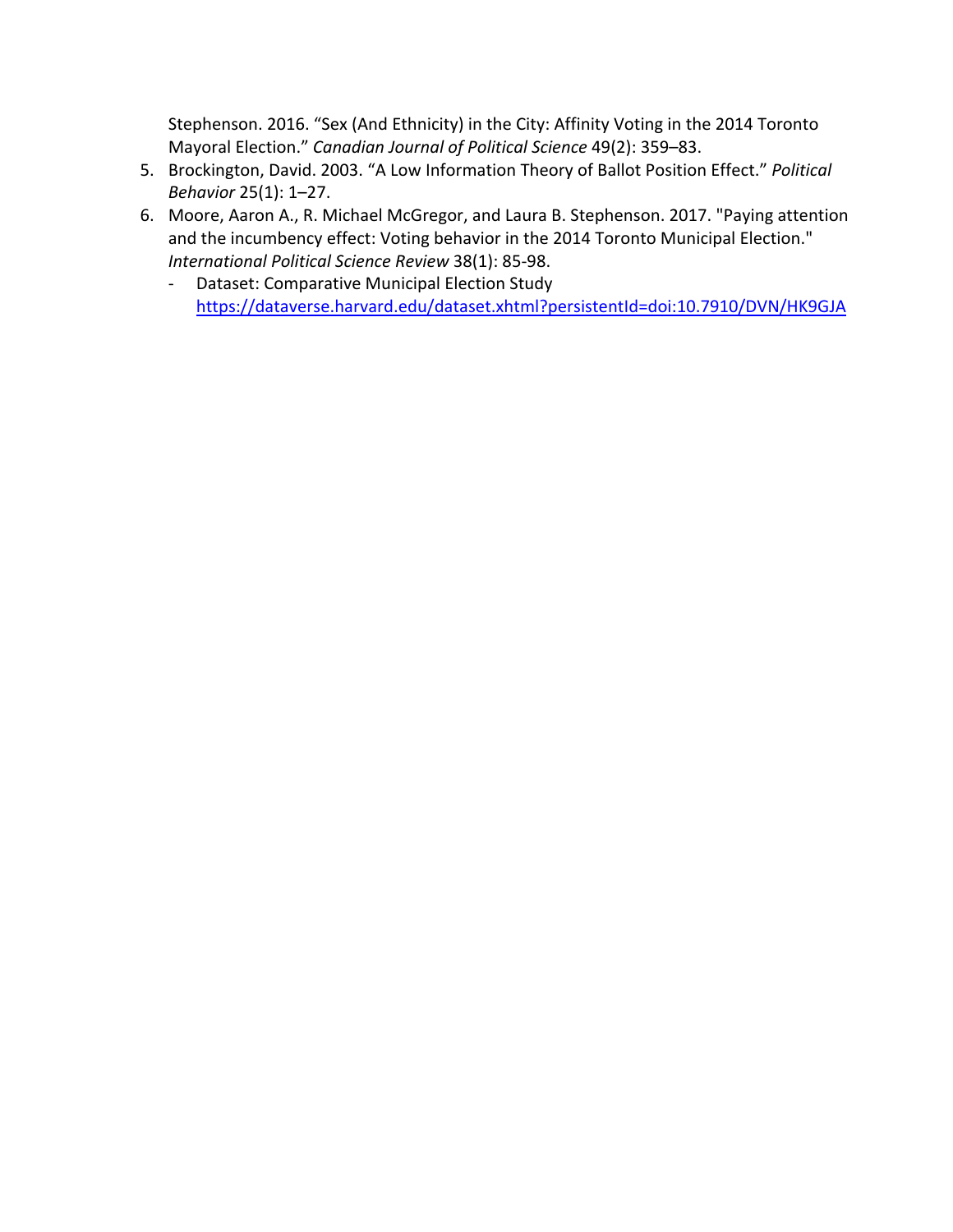Stephenson. 2016. "Sex (And Ethnicity) in the City: Affinity Voting in the 2014 Toronto Mayoral Election." *Canadian Journal of Political Science* 49(2): 359–83.

5. Brockington, David. 2003. "A Low Information Theory of Ballot Position Effect." *Political Behavior* 25(1): 1–27.
6. Moore, Aaron A., R. Michael McGregor, and Laura B. Stephenson. 2017. "Paying attention and the incumbency effect: Voting behavior in the 2014 Toronto Municipal Election." *International Political Science Review* 38(1): 85-98.
   - Dataset: Comparative Municipal Election Study https://dataverse.harvard.edu/dataset.xhtml?persistentId=doi:10.7910/DVN/HK9GJA